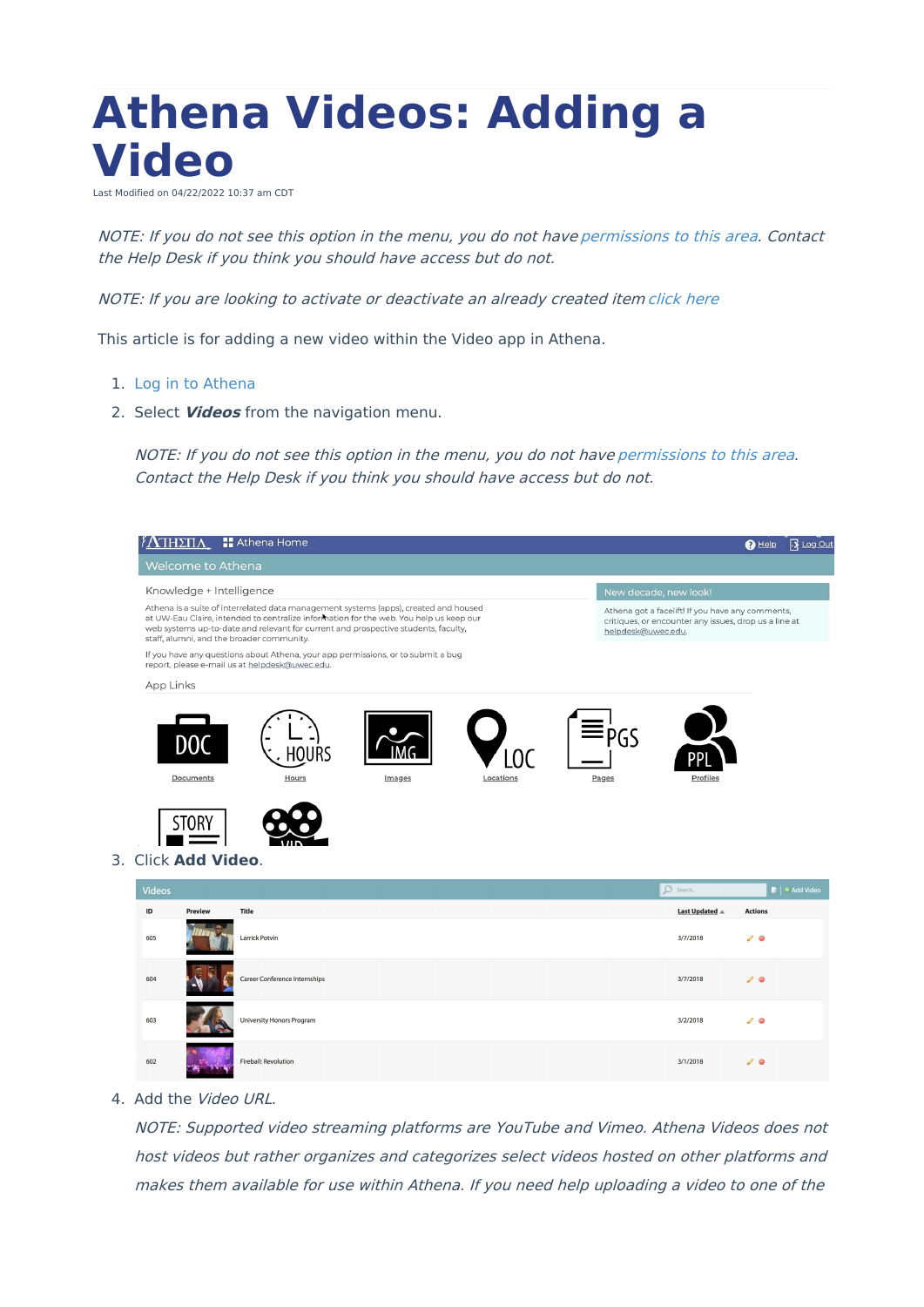# Athena Videos: Adding a Video

Last Modified on 04/22/2022 10:37 am CDT

*NOTE: If you do not see this option in the menu, you do not have permissions to this area. Contact the Help Desk if you think you should have access but do not.*

*NOTE: If you are looking to activate or deactivate an already created item click here*

This article is for adding a new video within the Video app in Athena.

1. Log in to Athena
2. Select ***Videos*** from the navigation menu.

   *NOTE: If you do not see this option in the menu, you do not have permissions to this area. Contact the Help Desk if you think you should have access but do not.*

3. Click **Add Video**.
4. Add the *Video URL*.

   *NOTE: Supported video streaming platforms are YouTube and Vimeo. Athena Videos does not host videos but rather organizes and categorizes select videos hosted on other platforms and makes them available for use within Athena. If you need help uploading a video to one of the*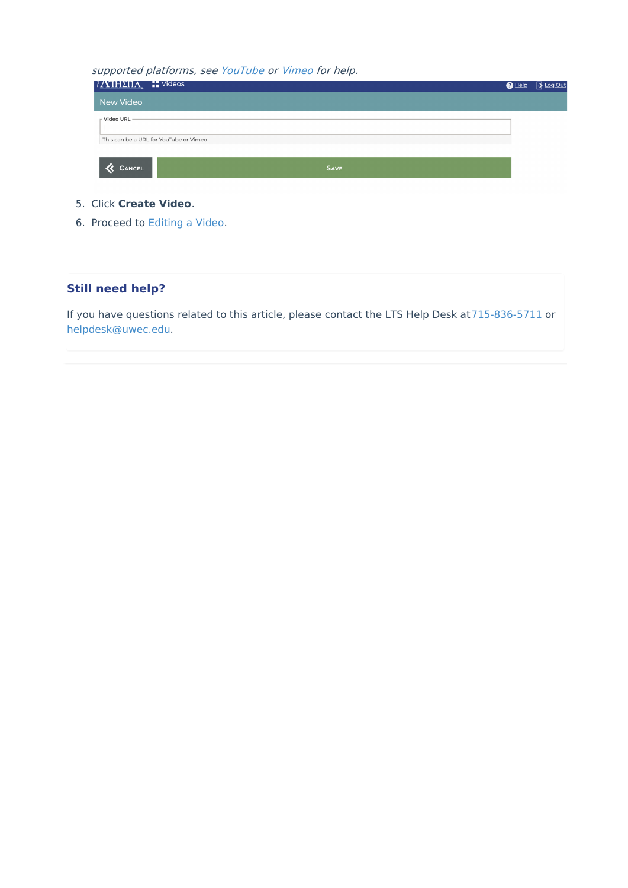*supported platforms, see YouTube or Vimeo for help.*

5. Click **Create Video**.
6. Proceed to Editing a Video.

### Still need help?

If you have questions related to this article, please contact the LTS Help Desk at 715-836-5711 or helpdesk@uwec.edu.